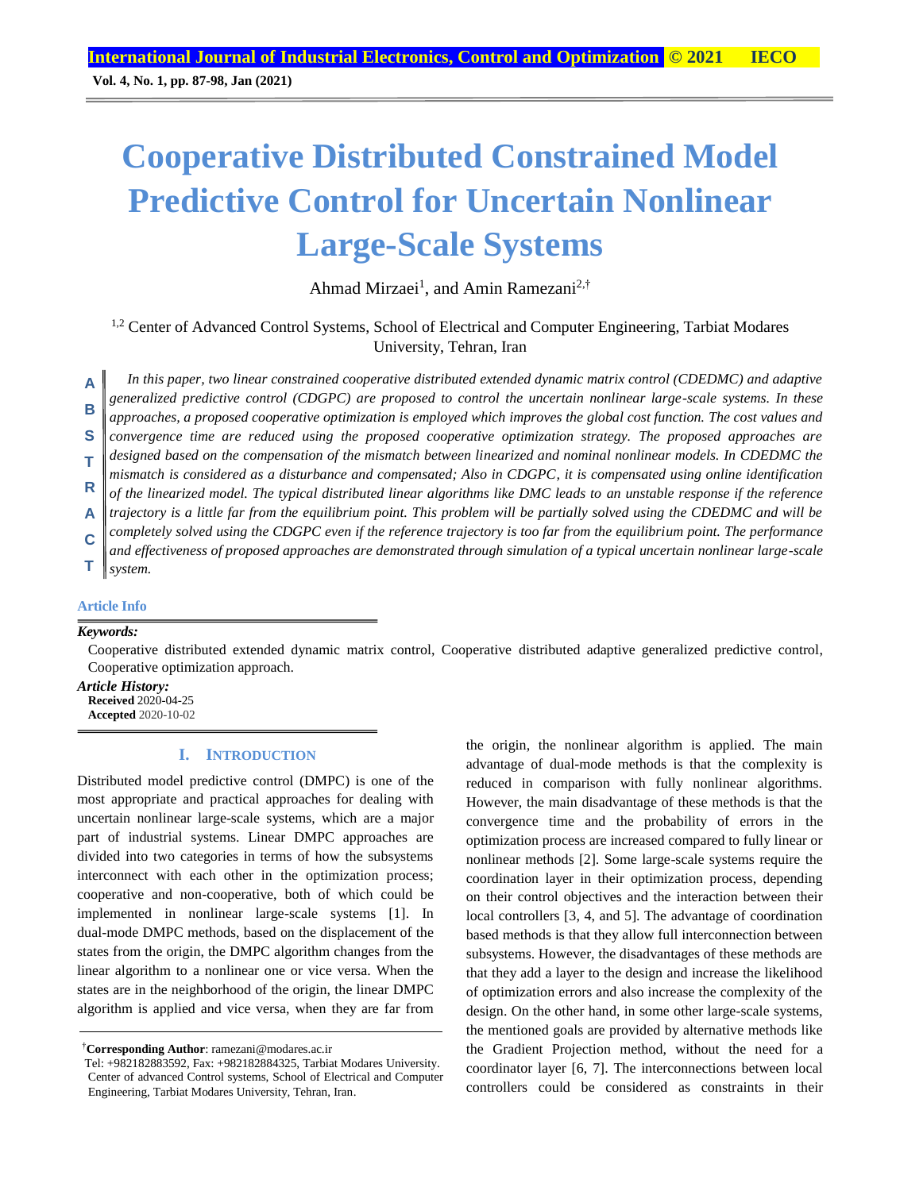# Cooperative Distributed Constrained Model Predictive Control for Uncertain Nonlinear Large-Scale Systems

Ahmad Mirzaei[1], and Amin Ramezani[2,†]

[1,2] Center of Advanced Control Systems, School of Electrical and Computer Engineering, Tarbiat Modares University, Tehran, Iran

**ABSTRACT**

*In this paper, two linear constrained cooperative distributed extended dynamic matrix control (CDEDMC) and adaptive generalized predictive control (CDGPC) are proposed to control the uncertain nonlinear large-scale systems. In these approaches, a proposed cooperative optimization is employed which improves the global cost function. The cost values and convergence time are reduced using the proposed cooperative optimization strategy. The proposed approaches are designed based on the compensation of the mismatch between linearized and nominal nonlinear models. In CDEDMC the mismatch is considered as a disturbance and compensated; Also in CDGPC, it is compensated using online identification of the linearized model. The typical distributed linear algorithms like DMC leads to an unstable response if the reference trajectory is a little far from the equilibrium point. This problem will be partially solved using the CDEDMC and will be completely solved using the CDGPC even if the reference trajectory is too far from the equilibrium point. The performance and effectiveness of proposed approaches are demonstrated through simulation of a typical uncertain nonlinear large-scale system.*

**Article Info**

***Keywords:***

Cooperative distributed extended dynamic matrix control, Cooperative distributed adaptive generalized predictive control, Cooperative optimization approach.

***Article History:***

**Received** 2020-04-25
**Accepted** 2020-10-02

## I. INTRODUCTION

Distributed model predictive control (DMPC) is one of the most appropriate and practical approaches for dealing with uncertain nonlinear large-scale systems, which are a major part of industrial systems. Linear DMPC approaches are divided into two categories in terms of how the subsystems interconnect with each other in the optimization process; cooperative and non-cooperative, both of which could be implemented in nonlinear large-scale systems [1]. In dual-mode DMPC methods, based on the displacement of the states from the origin, the DMPC algorithm changes from the linear algorithm to a nonlinear one or vice versa. When the states are in the neighborhood of the origin, the linear DMPC algorithm is applied and vice versa, when they are far from the origin, the nonlinear algorithm is applied. The main advantage of dual-mode methods is that the complexity is reduced in comparison with fully nonlinear algorithms. However, the main disadvantage of these methods is that the convergence time and the probability of errors in the optimization process are increased compared to fully linear or nonlinear methods [2]. Some large-scale systems require the coordination layer in their optimization process, depending on their control objectives and the interaction between their local controllers [3, 4, and 5]. The advantage of coordination based methods is that they allow full interconnection between subsystems. However, the disadvantages of these methods are that they add a layer to the design and increase the likelihood of optimization errors and also increase the complexity of the design. On the other hand, in some other large-scale systems, the mentioned goals are provided by alternative methods like the Gradient Projection method, without the need for a coordinator layer [6, 7]. The interconnections between local controllers could be considered as constraints in their

---

[†]**Corresponding Author**: ramezani@modares.ac.ir
Tel: +982182883592, Fax: +982182884325, Tarbiat Modares University. Center of advanced Control systems, School of Electrical and Computer Engineering, Tarbiat Modares University, Tehran, Iran.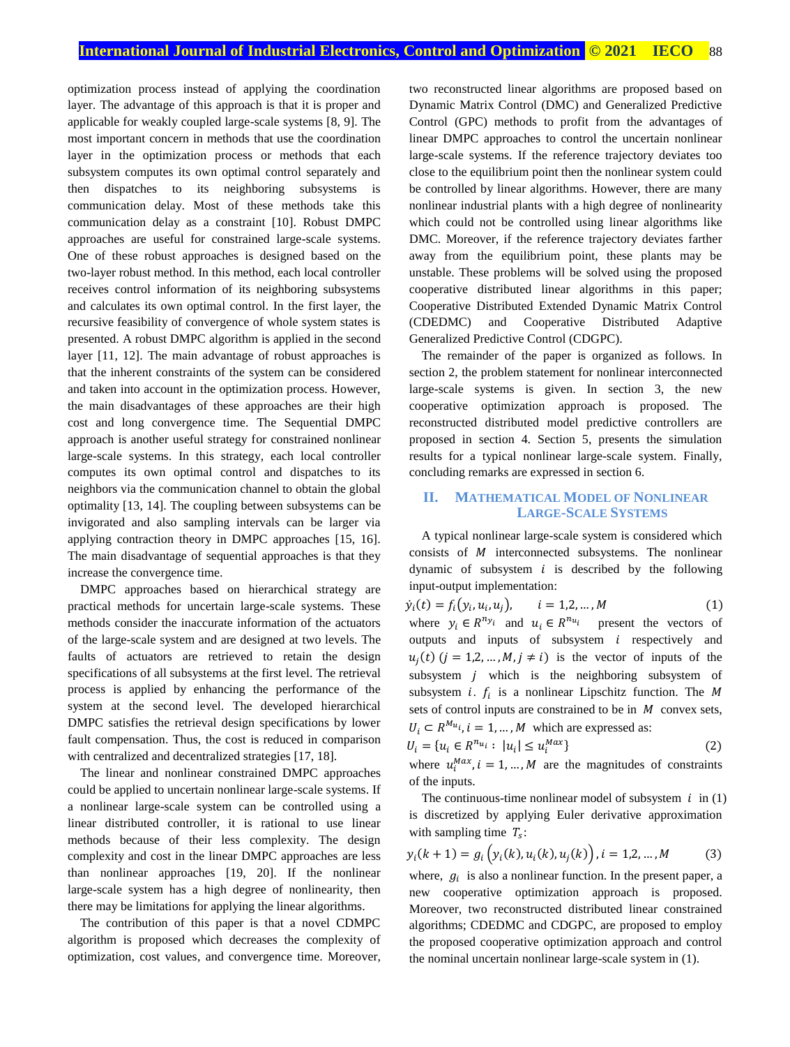optimization process instead of applying the coordination layer. The advantage of this approach is that it is proper and applicable for weakly coupled large-scale systems [8, 9]. The most important concern in methods that use the coordination layer in the optimization process or methods that each subsystem computes its own optimal control separately and then dispatches to its neighboring subsystems is communication delay. Most of these methods take this communication delay as a constraint [10]. Robust DMPC approaches are useful for constrained large-scale systems. One of these robust approaches is designed based on the two-layer robust method. In this method, each local controller receives control information of its neighboring subsystems and calculates its own optimal control. In the first layer, the recursive feasibility of convergence of whole system states is presented. A robust DMPC algorithm is applied in the second layer [11, 12]. The main advantage of robust approaches is that the inherent constraints of the system can be considered and taken into account in the optimization process. However, the main disadvantages of these approaches are their high cost and long convergence time. The Sequential DMPC approach is another useful strategy for constrained nonlinear large-scale systems. In this strategy, each local controller computes its own optimal control and dispatches to its neighbors via the communication channel to obtain the global optimality [13, 14]. The coupling between subsystems can be invigorated and also sampling intervals can be larger via applying contraction theory in DMPC approaches [15, 16]. The main disadvantage of sequential approaches is that they increase the convergence time.

DMPC approaches based on hierarchical strategy are practical methods for uncertain large-scale systems. These methods consider the inaccurate information of the actuators of the large-scale system and are designed at two levels. The faults of actuators are retrieved to retain the design specifications of all subsystems at the first level. The retrieval process is applied by enhancing the performance of the system at the second level. The developed hierarchical DMPC satisfies the retrieval design specifications by lower fault compensation. Thus, the cost is reduced in comparison with centralized and decentralized strategies [17, 18].

The linear and nonlinear constrained DMPC approaches could be applied to uncertain nonlinear large-scale systems. If a nonlinear large-scale system can be controlled using a linear distributed controller, it is rational to use linear methods because of their less complexity. The design complexity and cost in the linear DMPC approaches are less than nonlinear approaches [19, 20]. If the nonlinear large-scale system has a high degree of nonlinearity, then there may be limitations for applying the linear algorithms.

The contribution of this paper is that a novel CDMPC algorithm is proposed which decreases the complexity of optimization, cost values, and convergence time. Moreover, two reconstructed linear algorithms are proposed based on Dynamic Matrix Control (DMC) and Generalized Predictive Control (GPC) methods to profit from the advantages of linear DMPC approaches to control the uncertain nonlinear large-scale systems. If the reference trajectory deviates too close to the equilibrium point then the nonlinear system could be controlled by linear algorithms. However, there are many nonlinear industrial plants with a high degree of nonlinearity which could not be controlled using linear algorithms like DMC. Moreover, if the reference trajectory deviates farther away from the equilibrium point, these plants may be unstable. These problems will be solved using the proposed cooperative distributed linear algorithms in this paper; Cooperative Distributed Extended Dynamic Matrix Control (CDEDMC) and Cooperative Distributed Adaptive Generalized Predictive Control (CDGPC).

The remainder of the paper is organized as follows. In section 2, the problem statement for nonlinear interconnected large-scale systems is given. In section 3, the new cooperative optimization approach is proposed. The reconstructed distributed model predictive controllers are proposed in section 4. Section 5, presents the simulation results for a typical nonlinear large-scale system. Finally, concluding remarks are expressed in section 6.

## II. Mathematical Model of Nonlinear Large-Scale Systems

A typical nonlinear large-scale system is considered which consists of $M$ interconnected subsystems. The nonlinear dynamic of subsystem $i$ is described by the following input-output implementation:

$$\dot{y}_i(t) = f_i(y_i, u_i, u_j), \qquad i = 1,2,\dots,M \tag{1}$$

where $y_i \in R^{n_{y_i}}$ and $u_i \in R^{n_{u_i}}$ present the vectors of outputs and inputs of subsystem $i$ respectively and $u_j(t)$ $(j = 1,2,\dots,M, j \neq i)$ is the vector of inputs of the subsystem $j$ which is the neighboring subsystem of subsystem $i$. $f_i$ is a nonlinear Lipschitz function. The $M$ sets of control inputs are constrained to be in $M$ convex sets, $U_i \subset R^{M_{u_i}}, i = 1,\dots,M$ which are expressed as:

$$U_i = \{u_i \in R^{n_{u_i}} : \ |u_i| \leq u_i^{Max}\} \tag{2}$$

where $u_i^{Max}, i = 1,\dots,M$ are the magnitudes of constraints of the inputs.

The continuous-time nonlinear model of subsystem $i$ in (1) is discretized by applying Euler derivative approximation with sampling time $T_s$:

$$y_i(k+1) = g_i\left(y_i(k), u_i(k), u_j(k)\right), i = 1,2,\dots,M \tag{3}$$

where, $g_i$ is also a nonlinear function. In the present paper, a new cooperative optimization approach is proposed. Moreover, two reconstructed distributed linear constrained algorithms; CDEDMC and CDGPC, are proposed to employ the proposed cooperative optimization approach and control the nominal uncertain nonlinear large-scale system in (1).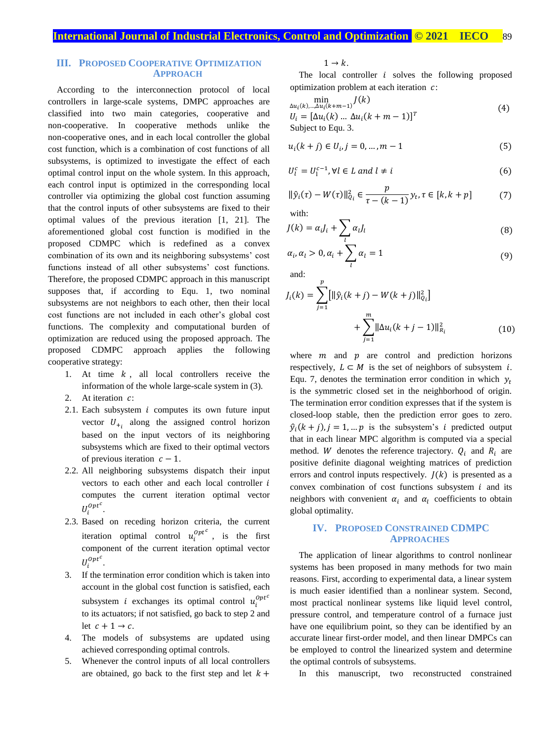## III. Proposed Cooperative Optimization Approach

According to the interconnection protocol of local controllers in large-scale systems, DMPC approaches are classified into two main categories, cooperative and non-cooperative. In cooperative methods unlike the non-cooperative ones, and in each local controller the global cost function, which is a combination of cost functions of all subsystems, is optimized to investigate the effect of each optimal control input on the whole system. In this approach, each control input is optimized in the corresponding local controller via optimizing the global cost function assuming that the control inputs of other subsystems are fixed to their optimal values of the previous iteration [1, 21]. The aforementioned global cost function is modified in the proposed CDMPC which is redefined as a convex combination of its own and its neighboring subsystems' cost functions instead of all other subsystems' cost functions. Therefore, the proposed CDMPC approach in this manuscript supposes that, if according to Equ. 1, two nominal subsystems are not neighbors to each other, then their local cost functions are not included in each other's global cost functions. The complexity and computational burden of optimization are reduced using the proposed approach. The proposed CDMPC approach applies the following cooperative strategy:

1. At time $k$, all local controllers receive the information of the whole large-scale system in (3).
2. At iteration $c$:

   2.1. Each subsystem $i$ computes its own future input vector $U_{+_i}$ along the assigned control horizon based on the input vectors of its neighboring subsystems which are fixed to their optimal vectors of previous iteration $c-1$.

   2.2. All neighboring subsystems dispatch their input vectors to each other and each local controller $i$ computes the current iteration optimal vector $U_i^{Opt^c}$.

   2.3. Based on receding horizon criteria, the current iteration optimal control $u_i^{Opt^c}$, is the first component of the current iteration optimal vector $U_i^{Opt^c}$.
3. If the termination error condition which is taken into account in the global cost function is satisfied, each subsystem $i$ exchanges its optimal control $u_i^{Opt^c}$ to its actuators; if not satisfied, go back to step 2 and let $c+1 \rightarrow c$.
4. The models of subsystems are updated using achieved corresponding optimal controls.
5. Whenever the control inputs of all local controllers are obtained, go back to the first step and let $k+1 \rightarrow k$.

The local controller $i$ solves the following proposed optimization problem at each iteration $c$:

$$\min_{\Delta u_i(k),\ldots,\Delta u_i(k+m-1)} J(k) \qquad (4)$$
$$U_i = [\Delta u_i(k) \ldots \Delta u_i(k+m-1)]^T$$

Subject to Equ. 3.

$$u_i(k+j) \in U_i, j = 0, \ldots, m-1 \qquad (5)$$

$$U_l^c = U_l^{c-1}, \forall l \in L \text{ and } l \neq i \qquad (6)$$

$$\|\hat{y}_i(\tau) - W(\tau)\|_{Q_i}^2 \in \frac{p}{\tau-(k-1)} y_t, \tau \in [k, k+p] \qquad (7)$$

with:

$$J(k) = \alpha_i J_i + \sum_l \alpha_l J_l \qquad (8)$$

$$\alpha_i, \alpha_l > 0, \alpha_i + \sum_l \alpha_l = 1 \qquad (9)$$

and:

$$J_i(k) = \sum_{j=1}^{p} \left[ \|\hat{y}_i(k+j) - W(k+j)\|_{Q_i}^2 \right] + \sum_{j=1}^{m} \|\Delta u_i(k+j-1)\|_{R_i}^2 \qquad (10)$$

where $m$ and $p$ are control and prediction horizons respectively, $L \subset M$ is the set of neighbors of subsystem $i$. Equ. 7, denotes the termination error condition in which $y_t$ is the symmetric closed set in the neighborhood of origin. The termination error condition expresses that if the system is closed-loop stable, then the prediction error goes to zero. $\hat{y}_i(k+j), j = 1, \ldots p$ is the subsystem's $i$ predicted output that in each linear MPC algorithm is computed via a special method. $W$ denotes the reference trajectory. $Q_i$ and $R_i$ are positive definite diagonal weighting matrices of prediction errors and control inputs respectively. $J(k)$ is presented as a convex combination of cost functions subsystem $i$ and its neighbors with convenient $\alpha_i$ and $\alpha_l$ coefficients to obtain global optimality.

## IV. Proposed Constrained CDMPC Approaches

The application of linear algorithms to control nonlinear systems has been proposed in many methods for two main reasons. First, according to experimental data, a linear system is much easier identified than a nonlinear system. Second, most practical nonlinear systems like liquid level control, pressure control, and temperature control of a furnace just have one equilibrium point, so they can be identified by an accurate linear first-order model, and then linear DMPCs can be employed to control the linearized system and determine the optimal controls of subsystems.

In this manuscript, two reconstructed constrained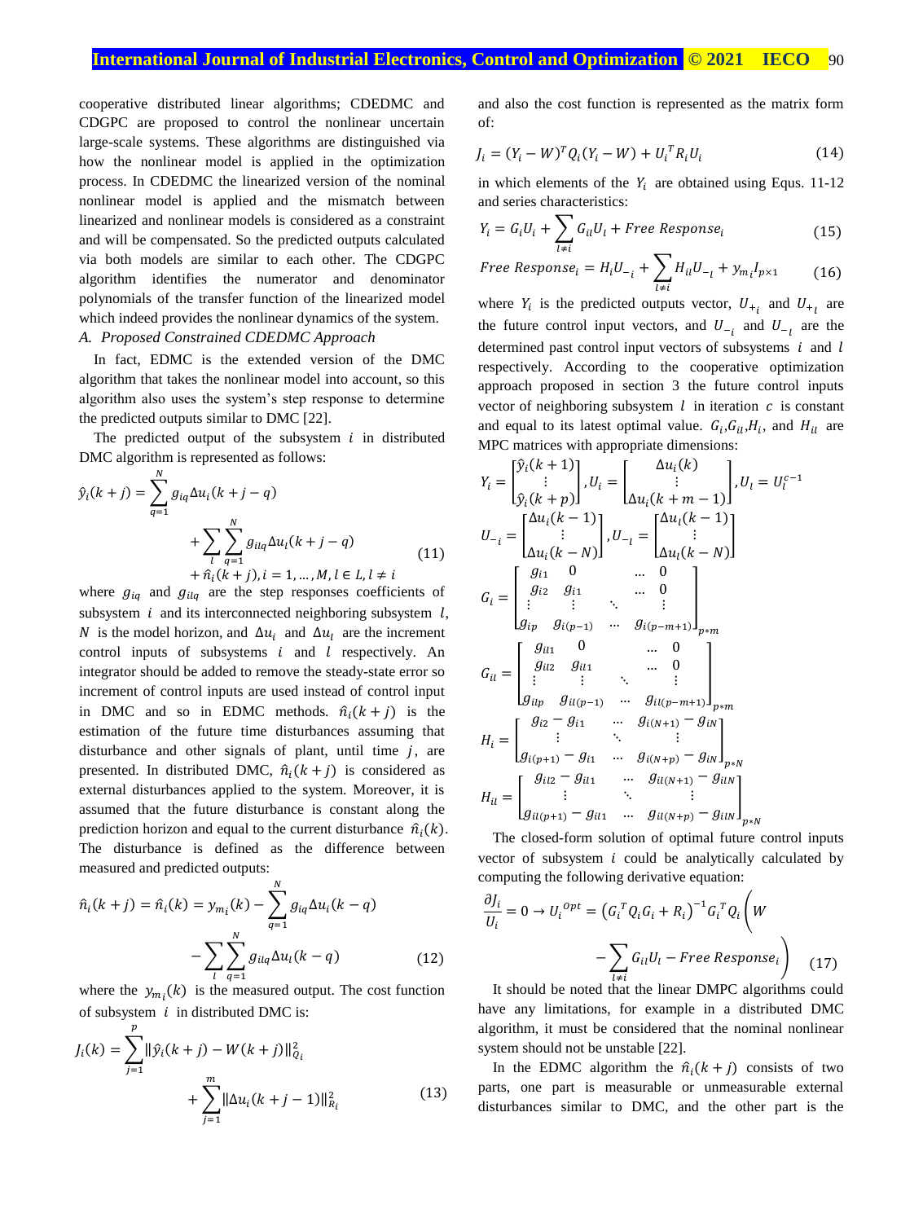cooperative distributed linear algorithms; CDEDMC and CDGPC are proposed to control the nonlinear uncertain large-scale systems. These algorithms are distinguished via how the nonlinear model is applied in the optimization process. In CDEDMC the linearized version of the nominal nonlinear model is applied and the mismatch between linearized and nonlinear models is considered as a constraint and will be compensated. So the predicted outputs calculated via both models are similar to each other. The CDGPC algorithm identifies the numerator and denominator polynomials of the transfer function of the linearized model which indeed provides the nonlinear dynamics of the system.

### *A. Proposed Constrained CDEDMC Approach*

In fact, EDMC is the extended version of the DMC algorithm that takes the nonlinear model into account, so this algorithm also uses the system's step response to determine the predicted outputs similar to DMC [22].

The predicted output of the subsystem $i$ in distributed DMC algorithm is represented as follows:

$$\hat{y}_i(k+j) = \sum_{q=1}^{N} g_{iq}\Delta u_i(k+j-q) + \sum_{l}\sum_{q=1}^{N} g_{ilq}\Delta u_l(k+j-q) + \hat{n}_i(k+j), i = 1, \ldots, M, l \in L, l \neq i \tag{11}$$

where $g_{iq}$ and $g_{ilq}$ are the step responses coefficients of subsystem $i$ and its interconnected neighboring subsystem $l$, $N$ is the model horizon, and $\Delta u_i$ and $\Delta u_l$ are the increment control inputs of subsystems $i$ and $l$ respectively. An integrator should be added to remove the steady-state error so increment of control inputs are used instead of control input in DMC and so in EDMC methods. $\hat{n}_i(k+j)$ is the estimation of the future time disturbances assuming that disturbance and other signals of plant, until time $j$, are presented. In distributed DMC, $\hat{n}_i(k+j)$ is considered as external disturbances applied to the system. Moreover, it is assumed that the future disturbance is constant along the prediction horizon and equal to the current disturbance $\hat{n}_i(k)$. The disturbance is defined as the difference between measured and predicted outputs:

$$\hat{n}_i(k+j) = \hat{n}_i(k) = y_{m_i}(k) - \sum_{q=1}^{N} g_{iq}\Delta u_i(k-q) - \sum_{l}\sum_{q=1}^{N} g_{ilq}\Delta u_l(k-q) \tag{12}$$

where the $y_{m_i}(k)$ is the measured output. The cost function of subsystem $i$ in distributed DMC is:

$$J_i(k) = \sum_{j=1}^{p} \|\hat{y}_i(k+j) - W(k+j)\|^2_{Q_i} + \sum_{j=1}^{m} \|\Delta u_i(k+j-1)\|^2_{R_i} \tag{13}$$

and also the cost function is represented as the matrix form of:

$$J_i = (Y_i - W)^T Q_i (Y_i - W) + U_i^T R_i U_i \tag{14}$$

in which elements of the $Y_i$ are obtained using Equs. 11-12 and series characteristics:

$$Y_i = G_i U_i + \sum_{l \neq i} G_{il} U_l + Free\ Response_i \tag{15}$$

$$Free\ Response_i = H_i U_{-_i} + \sum_{l \neq i} H_{il} U_{-_l} + y_{m_i} I_{p\times 1} \tag{16}$$

where $Y_i$ is the predicted outputs vector, $U_{+_i}$ and $U_{+_l}$ are the future control input vectors, and $U_{-_i}$ and $U_{-_l}$ are the determined past control input vectors of subsystems $i$ and $l$ respectively. According to the cooperative optimization approach proposed in section 3 the future control inputs vector of neighboring subsystem $l$ in iteration $c$ is constant and equal to its latest optimal value. $G_i$, $G_{il}$, $H_i$, and $H_{il}$ are MPC matrices with appropriate dimensions:

$$Y_i = \begin{bmatrix} \hat{y}_i(k+1) \\ \vdots \\ \hat{y}_i(k+p) \end{bmatrix}, U_i = \begin{bmatrix} \Delta u_i(k) \\ \vdots \\ \Delta u_i(k+m-1) \end{bmatrix}, U_l = U_l^{c-1}$$

$$U_{-_i} = \begin{bmatrix} \Delta u_i(k-1) \\ \vdots \\ \Delta u_i(k-N) \end{bmatrix}, U_{-_l} = \begin{bmatrix} \Delta u_l(k-1) \\ \vdots \\ \Delta u_l(k-N) \end{bmatrix}$$

$$G_i = \begin{bmatrix} g_{i1} & 0 & \ldots & 0 \\ g_{i2} & g_{i1} & \ldots & 0 \\ \vdots & \vdots & \ddots & \vdots \\ g_{ip} & g_{i(p-1)} & \ldots & g_{i(p-m+1)} \end{bmatrix}_{p*m}$$

$$G_{il} = \begin{bmatrix} g_{il1} & 0 & \ldots & 0 \\ g_{il2} & g_{il1} & \ldots & 0 \\ \vdots & \vdots & \ddots & \vdots \\ g_{ilp} & g_{il(p-1)} & \ldots & g_{il(p-m+1)} \end{bmatrix}_{p*m}$$

$$H_i = \begin{bmatrix} g_{i2} - g_{i1} & \ldots & g_{i(N+1)} - g_{iN} \\ \vdots & \ddots & \vdots \\ g_{i(p+1)} - g_{i1} & \ldots & g_{i(N+p)} - g_{iN} \end{bmatrix}_{p*N}$$

$$H_{il} = \begin{bmatrix} g_{il2} - g_{il1} & \ldots & g_{il(N+1)} - g_{ilN} \\ \vdots & \ddots & \vdots \\ g_{il(p+1)} - g_{il1} & \ldots & g_{il(N+p)} - g_{ilN} \end{bmatrix}_{p*N}$$

The closed-form solution of optimal future control inputs vector of subsystem $i$ could be analytically calculated by computing the following derivative equation:

$$\frac{\partial J_i}{U_i} = 0 \rightarrow U_i^{Opt} = \left(G_i^T Q_i G_i + R_i\right)^{-1} G_i^T Q_i \left(W - \sum_{l \neq i} G_{il} U_l - Free\ Response_i\right) \tag{17}$$

It should be noted that the linear DMPC algorithms could have any limitations, for example in a distributed DMC algorithm, it must be considered that the nominal nonlinear system should not be unstable [22].

In the EDMC algorithm the $\hat{n}_i(k+j)$ consists of two parts, one part is measurable or unmeasurable external disturbances similar to DMC, and the other part is the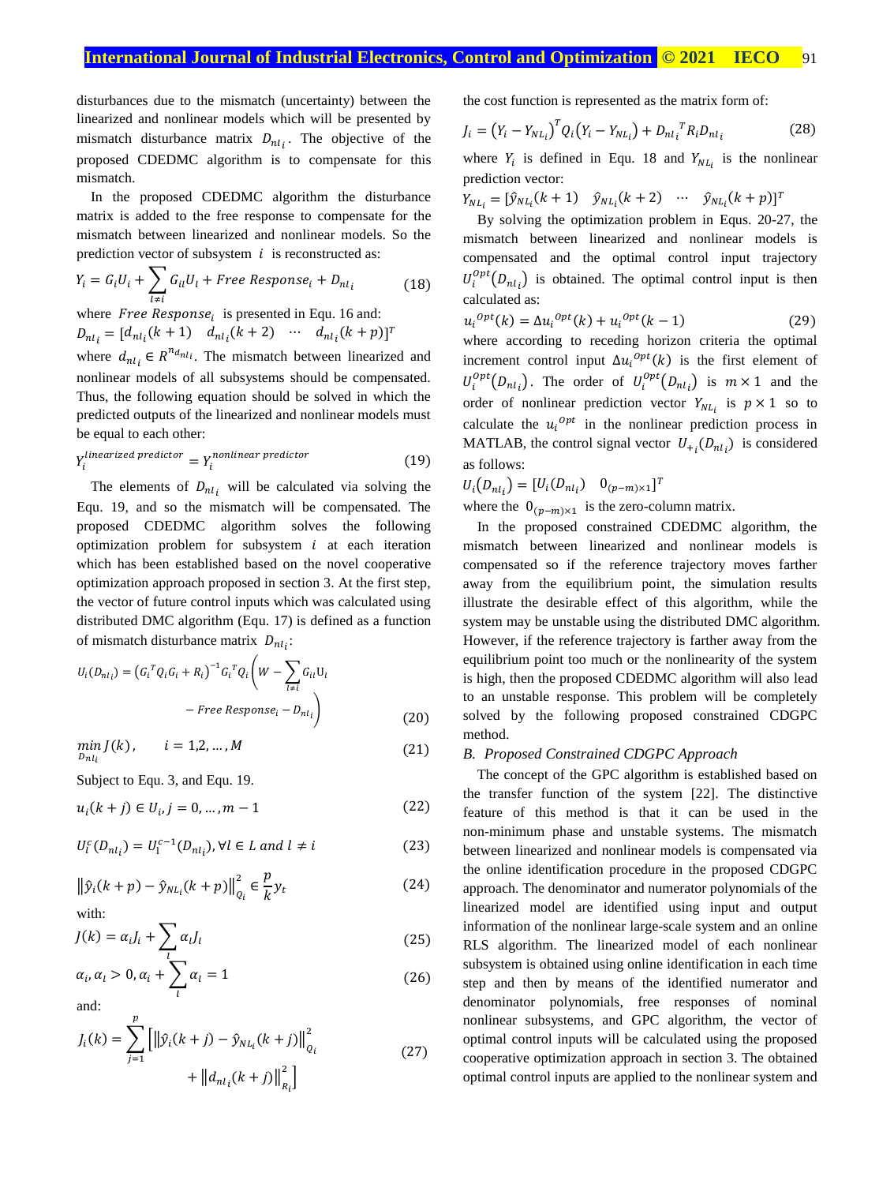disturbances due to the mismatch (uncertainty) between the linearized and nonlinear models which will be presented by mismatch disturbance matrix $D_{nl_i}$. The objective of the proposed CDEDMC algorithm is to compensate for this mismatch.

In the proposed CDEDMC algorithm the disturbance matrix is added to the free response to compensate for the mismatch between linearized and nonlinear models. So the prediction vector of subsystem $i$ is reconstructed as:

$$Y_i = G_i U_i + \sum_{l \neq i} G_{il} U_l + Free\ Response_i + D_{nl_i} \tag{18}$$

where $Free\ Response_i$ is presented in Equ. 16 and:

$D_{nl_i} = [d_{nl_i}(k+1) \quad d_{nl_i}(k+2) \quad \cdots \quad d_{nl_i}(k+p)]^T$

where $d_{nl_i} \in R^{n_{d_{nl_i}}}$. The mismatch between linearized and nonlinear models of all subsystems should be compensated. Thus, the following equation should be solved in which the predicted outputs of the linearized and nonlinear models must be equal to each other:

$$Y_i^{linearized\ predictor} = Y_i^{nonlinear\ predictor} \tag{19}$$

The elements of $D_{nl_i}$ will be calculated via solving the Equ. 19, and so the mismatch will be compensated. The proposed CDEDMC algorithm solves the following optimization problem for subsystem $i$ at each iteration which has been established based on the novel cooperative optimization approach proposed in section 3. At the first step, the vector of future control inputs which was calculated using distributed DMC algorithm (Equ. 17) is defined as a function of mismatch disturbance matrix $D_{nl_i}$:

$$U_i(D_{nl_i}) = \left(G_i^T Q_i G_i + R_i\right)^{-1} G_i^T Q_i \left(W - \sum_{l \neq i} G_{il} U_l - Free\ Response_i - D_{nl_i}\right) \tag{20}$$

$$\min_{D_{nl_i}} J(k), \qquad i = 1, 2, \ldots, M \tag{21}$$

Subject to Equ. 3, and Equ. 19.

$$u_i(k+j) \in U_i, j = 0, \ldots, m-1 \tag{22}$$

$$U_l^c(D_{nl_i}) = U_l^{c-1}(D_{nl_i}), \forall l \in L \text{ and } l \neq i \tag{23}$$

$$\left\| \hat{y}_i(k+p) - \hat{y}_{NL_i}(k+p) \right\|_{Q_i}^2 \in \frac{p}{k} y_t \tag{24}$$

with:

$$J(k) = \alpha_i J_i + \sum_l \alpha_l J_l \tag{25}$$

$$\alpha_i, \alpha_l > 0, \alpha_i + \sum_l \alpha_l = 1 \tag{26}$$

and:

$$J_i(k) = \sum_{j=1}^{p} \left[ \left\| \hat{y}_i(k+j) - \hat{y}_{NL_i}(k+j) \right\|_{Q_i}^2 + \left\| d_{nl_i}(k+j) \right\|_{R_i}^2 \right] \tag{27}$$

the cost function is represented as the matrix form of:

$$J_i = \left(Y_i - Y_{NL_i}\right)^T Q_i \left(Y_i - Y_{NL_i}\right) + D_{nl_i}^T R_i D_{nl_i} \tag{28}$$

where $Y_i$ is defined in Equ. 18 and $Y_{NL_i}$ is the nonlinear prediction vector:

$Y_{NL_i} = [\hat{y}_{NL_i}(k+1) \quad \hat{y}_{NL_i}(k+2) \quad \cdots \quad \hat{y}_{NL_i}(k+p)]^T$

By solving the optimization problem in Equs. 20-27, the mismatch between linearized and nonlinear models is compensated and the optimal control input trajectory $U_i^{Opt}(D_{nl_i})$ is obtained. The optimal control input is then calculated as:

$$u_i^{Opt}(k) = \Delta u_i^{Opt}(k) + u_i^{Opt}(k-1) \tag{29}$$

where according to receding horizon criteria the optimal increment control input $\Delta u_i^{Opt}(k)$ is the first element of $U_i^{Opt}(D_{nl_i})$. The order of $U_i^{Opt}(D_{nl_i})$ is $m \times 1$ and the order of nonlinear prediction vector $Y_{NL_i}$ is $p \times 1$ so to calculate the $u_i^{Opt}$ in the nonlinear prediction process in MATLAB, the control signal vector $U_{+i}(D_{nl_i})$ is considered as follows:

$U_i(D_{nl_i}) = [U_i(D_{nl_i}) \quad 0_{(p-m)\times 1}]^T$

where the $0_{(p-m)\times 1}$ is the zero-column matrix.

In the proposed constrained CDEDMC algorithm, the mismatch between linearized and nonlinear models is compensated so if the reference trajectory moves farther away from the equilibrium point, the simulation results illustrate the desirable effect of this algorithm, while the system may be unstable using the distributed DMC algorithm. However, if the reference trajectory is farther away from the equilibrium point too much or the nonlinearity of the system is high, then the proposed CDEDMC algorithm will also lead to an unstable response. This problem will be completely solved by the following proposed constrained CDGPC method.

### *B. Proposed Constrained CDGPC Approach*

The concept of the GPC algorithm is established based on the transfer function of the system [22]. The distinctive feature of this method is that it can be used in the non-minimum phase and unstable systems. The mismatch between linearized and nonlinear models is compensated via the online identification procedure in the proposed CDGPC approach. The denominator and numerator polynomials of the linearized model are identified using input and output information of the nonlinear large-scale system and an online RLS algorithm. The linearized model of each nonlinear subsystem is obtained using online identification in each time step and then by means of the identified numerator and denominator polynomials, free responses of nominal nonlinear subsystems, and GPC algorithm, the vector of optimal control inputs will be calculated using the proposed cooperative optimization approach in section 3. The obtained optimal control inputs are applied to the nonlinear system and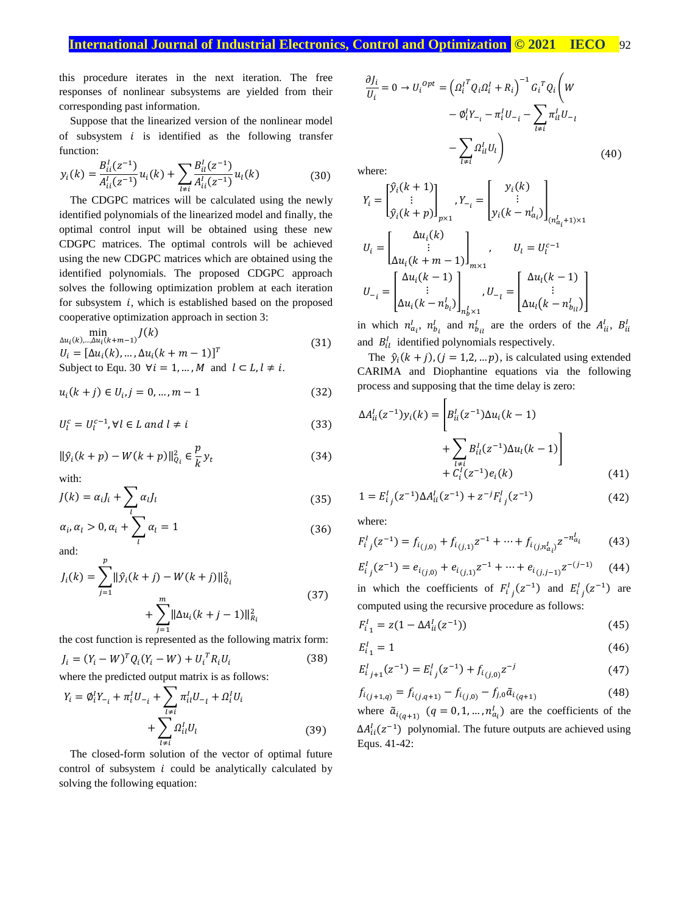this procedure iterates in the next iteration. The free responses of nonlinear subsystems are yielded from their corresponding past information.

Suppose that the linearized version of the nonlinear model of subsystem $i$ is identified as the following transfer function:

$$y_i(k) = \frac{B_{ii}^I(z^{-1})}{A_{ii}^I(z^{-1})}u_i(k) + \sum_{l\neq i}\frac{B_{il}^I(z^{-1})}{A_{ii}^I(z^{-1})}u_l(k) \tag{30}$$

The CDGPC matrices will be calculated using the newly identified polynomials of the linearized model and finally, the optimal control input will be obtained using these new CDGPC matrices. The optimal controls will be achieved using the new CDGPC matrices which are obtained using the identified polynomials. The proposed CDGPC approach solves the following optimization problem at each iteration for subsystem $i$, which is established based on the proposed cooperative optimization approach in section 3:

$$\min_{\Delta u_i(k),\ldots,\Delta u_i(k+m-1)} J(k)$$
$$U_i = [\Delta u_i(k), \ldots, \Delta u_i(k+m-1)]^T \tag{31}$$

Subject to Equ. 30 $\forall i = 1, \ldots, M$ and $l \subset L, l \neq i$.

$$u_i(k+j) \in U_i, j = 0, \ldots, m-1 \tag{32}$$

$$U_l^c = U_l^{c-1}, \forall l \in L \text{ and } l \neq i \tag{33}$$

$$\|\hat{y}_i(k+p) - W(k+p)\|_{Q_i}^2 \in \frac{p}{k}y_t \tag{34}$$

with:

$$J(k) = \alpha_i J_i + \sum_l \alpha_l J_l \tag{35}$$

$$\alpha_i, \alpha_l > 0, \alpha_i + \sum_l \alpha_l = 1 \tag{36}$$

and:

$$J_i(k) = \sum_{j=1}^{p}\|\hat{y}_i(k+j) - W(k+j)\|_{Q_i}^2 + \sum_{j=1}^{m}\|\Delta u_i(k+j-1)\|_{R_i}^2 \tag{37}$$

the cost function is represented as the following matrix form:

$$J_i = (Y_i - W)^T Q_i (Y_i - W) + U_i^T R_i U_i \tag{38}$$

where the predicted output matrix is as follows:

$$Y_i = \emptyset_i^I Y_{-_i} + \pi_i^I U_{-_i} + \sum_{l\neq i}\pi_{il}^I U_{-_l} + \Omega_i^I U_i + \sum_{l\neq i}\Omega_{il}^I U_l \tag{39}$$

The closed-form solution of the vector of optimal future control of subsystem $i$ could be analytically calculated by solving the following equation:

$$\frac{\partial J_i}{U_i} = 0 \to U_i^{Opt} = \left(\Omega_i^{I^T} Q_i \Omega_i^I + R_i\right)^{-1} G_i^T Q_i \left(W - \emptyset_i^I Y_{-_i} - \pi_i^I U_{-_i} - \sum_{l\neq i}\pi_{il}^I U_{-_l} - \sum_{l\neq i}\Omega_{il}^I U_l\right) \tag{40}$$

where:

$$Y_i = \begin{bmatrix}\hat{y}_i(k+1)\\ \vdots \\ \hat{y}_i(k+p)\end{bmatrix}_{p\times 1}, Y_{-_i} = \begin{bmatrix}y_i(k)\\ \vdots \\ y_i(k-n_{a_i}^I)\end{bmatrix}_{(n_{a_i}^I+1)\times 1}$$

$$U_i = \begin{bmatrix}\Delta u_i(k)\\ \vdots \\ \Delta u_i(k+m-1)\end{bmatrix}_{m\times 1}, \quad U_l = U_l^{c-1}$$

$$U_{-_i} = \begin{bmatrix}\Delta u_i(k-1)\\ \vdots \\ \Delta u_i(k-n_{b_i}^I)\end{bmatrix}_{n_b^I\times 1}, U_{-_l} = \begin{bmatrix}\Delta u_l(k-1)\\ \vdots \\ \Delta u_l(k-n_{b_{il}}^I)\end{bmatrix}$$

in which $n_{a_i}^I$, $n_{b_i}^I$ and $n_{b_{il}}^I$ are the orders of the $A_{ii}^I$, $B_{ii}^I$ and $B_{il}^I$ identified polynomials respectively.

The $\hat{y}_i(k+j), (j = 1,2,\ldots p)$, is calculated using extended CARIMA and Diophantine equations via the following process and supposing that the time delay is zero:

$$\Delta A_{ii}^I(z^{-1})y_i(k) = \left[B_{ii}^I(z^{-1})\Delta u_i(k-1) + \sum_{l\neq i}B_{il}^I(z^{-1})\Delta u_l(k-1)\right] + C_i^I(z^{-1})e_i(k) \tag{41}$$

$$1 = E_{i_j}^I(z^{-1})\Delta A_{ii}^I(z^{-1}) + z^{-j}F_{i_j}^I(z^{-1}) \tag{42}$$

where:

$$F_{i_j}^I(z^{-1}) = f_{i_{(j,0)}} + f_{i_{(j,1)}}z^{-1} + \cdots + f_{i_{(j,n_{a_i}^I)}}z^{-n_{a_i}^I} \tag{43}$$

$$E_{i_j}^I(z^{-1}) = e_{i_{(j,0)}} + e_{i_{(j,1)}}z^{-1} + \cdots + e_{i_{(j,j-1)}}z^{-(j-1)} \tag{44}$$

in which the coefficients of $F_{i_j}^I(z^{-1})$ and $E_{i_j}^I(z^{-1})$ are computed using the recursive procedure as follows:

$$F_{i_1}^I = z(1 - \Delta A_{ii}^I(z^{-1})) \tag{45}$$

$$E_{i_1}^I = 1 \tag{46}$$

$$E_{i_{j+1}}^I(z^{-1}) = E_{i_j}^I(z^{-1}) + f_{i_{(j,0)}}z^{-j} \tag{47}$$

$$f_{i_{(j+1,q)}} = f_{i_{(j,q+1)}} - f_{i_{(j,0)}} - f_{j,0}\tilde{a}_{i_{(q+1)}} \tag{48}$$

where $\tilde{a}_{i_{(q+1)}}$ $(q = 0,1,\ldots,n_{a_i}^I)$ are the coefficients of the $\Delta A_{ii}^I(z^{-1})$ polynomial. The future outputs are achieved using Equs. 41-42: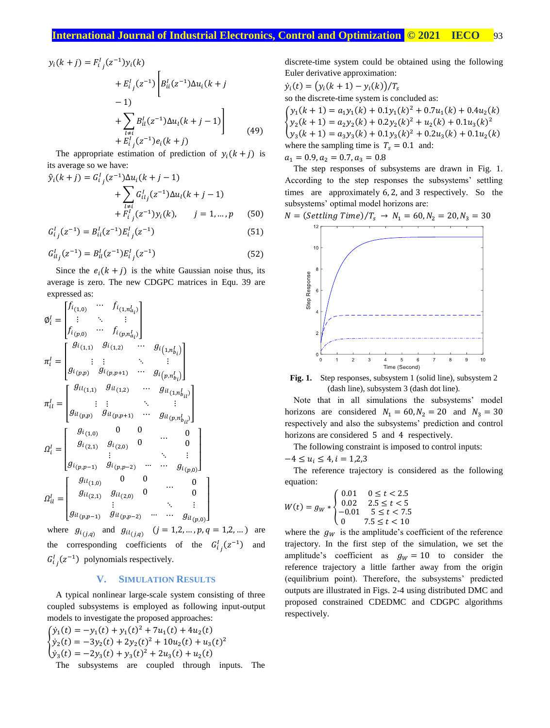$$
\begin{aligned}
y_i(k+j) &= F^I_{i\,j}(z^{-1})y_i(k) \\
&\quad + E^I_{i\,j}(z^{-1})\Bigg[B^I_{ii}(z^{-1})\Delta u_i(k+j-1) \\
&\quad + \sum_{l\neq i} B^I_{il}(z^{-1})\Delta u_l(k+j-1)\Bigg] \\
&\quad + E^I_{i\,j}(z^{-1})e_i(k+j)
\end{aligned}
\tag{49}
$$

The appropriate estimation of prediction of $y_i(k+j)$ is its average so we have:

$$
\begin{aligned}
\hat{y}_i(k+j) &= G^I_{i\,j}(z^{-1})\Delta u_i(k+j-1) \\
&\quad + \sum_{l\neq i} G^I_{il_j}(z^{-1})\Delta u_l(k+j-1) \\
&\quad + F^I_{i\,j}(z^{-1})y_i(k), \qquad j=1,\dots,p
\end{aligned}
\tag{50}
$$

$$
G^I_{i\,j}(z^{-1}) = B^I_{ii}(z^{-1})E^I_{i\,j}(z^{-1}) \tag{51}
$$

$$
G^I_{il_j}(z^{-1}) = B^I_{il}(z^{-1})E^I_{i\,j}(z^{-1}) \tag{52}
$$

Since the $e_i(k+j)$ is the white Gaussian noise thus, its average is zero. The new CDGPC matrices in Equ. 39 are expressed as:

$$
\emptyset^I_i = \begin{bmatrix} f_{i(1,0)} & \cdots & f_{i(1,n^I_{a_i})} \\ \vdots & \ddots & \vdots \\ f_{i(p,0)} & \cdots & f_{i(p,n^I_{a_i})} \end{bmatrix}
$$

$$
\pi^I_i = \begin{bmatrix} g_{i(1,1)} & g_{i(1,2)} & \cdots & g_{i\left(1,n^I_{b_i}\right)} \\ \vdots & \vdots & \ddots & \vdots \\ g_{i(p,p)} & g_{i(p,p+1)} & \cdots & g_{i\left(p,n^I_{b_i}\right)} \end{bmatrix}
$$

$$
\pi^I_{il} = \begin{bmatrix} g_{il(1,1)} & g_{il(1,2)} & \cdots & g_{il\left(1,n^I_{b_{il}}\right)} \\ \vdots & \vdots & \ddots & \vdots \\ g_{il(p,p)} & g_{il(p,p+1)} & \cdots & g_{il\left(p,n^I_{b_{il}}\right)} \end{bmatrix}
$$

$$
\Omega^I_i = \begin{bmatrix} g_{i(1,0)} & 0 & 0 & \cdots & 0 \\ g_{i(2,1)} & g_{i(2,0)} & 0 & & 0 \\ \vdots & & & \ddots & \vdots \\ g_{i(p,p-1)} & g_{i(p,p-2)} & \cdots & \cdots & g_{i(p,0)} \end{bmatrix}
$$

$$
\Omega^I_{il} = \begin{bmatrix} g_{il(1,0)} & 0 & 0 & \cdots & 0 \\ g_{il(2,1)} & g_{il(2,0)} & 0 & & 0 \\ \vdots & & & \ddots & \vdots \\ g_{il(p,p-1)} & g_{il(p,p-2)} & \cdots & \cdots & g_{il(p,0)} \end{bmatrix}
$$

where $g_{i(j,q)}$ and $g_{il(j,q)}$ $(j=1,2,\dots,p,q=1,2,\dots)$ are the corresponding coefficients of the $G^I_{i\,j}(z^{-1})$ and $G^I_{i\,j}(z^{-1})$ polynomials respectively.

## V. Simulation Results

A typical nonlinear large-scale system consisting of three coupled subsystems is employed as following input-output models to investigate the proposed approaches:

$$
\begin{cases} \dot{y}_1(t) = -y_1(t) + y_1(t)^2 + 7u_1(t) + 4u_2(t) \\ \dot{y}_2(t) = -3y_2(t) + 2y_2(t)^2 + 10u_2(t) + u_3(t)^2 \\ \dot{y}_3(t) = -2y_3(t) + y_3(t)^2 + 2u_3(t) + u_2(t) \end{cases}
$$

The subsystems are coupled through inputs. The discrete-time system could be obtained using the following Euler derivative approximation:

$$\dot{y}_i(t) = \big(y_i(k+1) - y_i(k)\big)/T_s$$

so the discrete-time system is concluded as:

$$
\begin{cases} y_1(k+1) = a_1y_1(k) + 0.1y_1(k)^2 + 0.7u_1(k) + 0.4u_2(k) \\ y_2(k+1) = a_2y_2(k) + 0.2y_2(k)^2 + u_2(k) + 0.1u_3(k)^2 \\ y_3(k+1) = a_3y_3(k) + 0.1y_3(k)^2 + 0.2u_3(k) + 0.1u_2(k) \end{cases}
$$

where the sampling time is $T_s = 0.1$ and:

$a_1 = 0.9, a_2 = 0.7, a_3 = 0.8$

The step responses of subsystems are drawn in Fig. 1. According to the step responses the subsystems' settling times are approximately 6, 2, and 3 respectively. So the subsystems' optimal model horizons are:

$$N = (Settling\ Time)/T_s \;\rightarrow\; N_1 = 60, N_2 = 20, N_3 = 30$$

**Fig. 1.** Step responses, subsystem 1 (solid line), subsystem 2 (dash line), subsystem 3 (dash dot line).

Note that in all simulations the subsystems' model horizons are considered $N_1 = 60, N_2 = 20$ and $N_3 = 30$ respectively and also the subsystems' prediction and control horizons are considered 5 and 4 respectively.

The following constraint is imposed to control inputs:

$-4 \le u_i \le 4, i = 1,2,3$

The reference trajectory is considered as the following equation:

$$
W(t) = g_W * \begin{cases} 0.01 & 0 \le t < 2.5 \\ 0.02 & 2.5 \le t < 5 \\ -0.01 & 5 \le t < 7.5 \\ 0 & 7.5 \le t < 10 \end{cases}
$$

where the $g_W$ is the amplitude's coefficient of the reference trajectory. In the first step of the simulation, we set the amplitude's coefficient as $g_W = 10$ to consider the reference trajectory a little farther away from the origin (equilibrium point). Therefore, the subsystems' predicted outputs are illustrated in Figs. 2-4 using distributed DMC and proposed constrained CDEDMC and CDGPC algorithms respectively.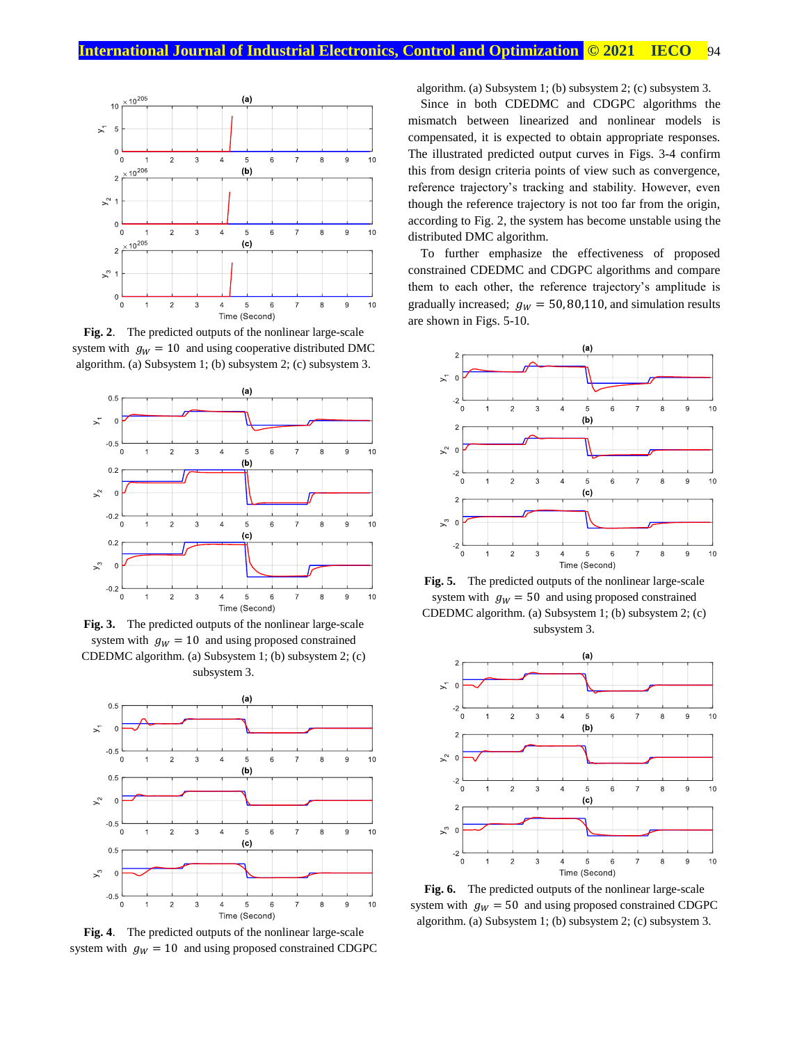**Fig. 2.** The predicted outputs of the nonlinear large-scale system with $g_W = 10$ and using cooperative distributed DMC algorithm. (a) Subsystem 1; (b) subsystem 2; (c) subsystem 3.

**Fig. 3.** The predicted outputs of the nonlinear large-scale system with $g_W = 10$ and using proposed constrained CDEDMC algorithm. (a) Subsystem 1; (b) subsystem 2; (c) subsystem 3.

**Fig. 4.** The predicted outputs of the nonlinear large-scale system with $g_W = 10$ and using proposed constrained CDGPC algorithm. (a) Subsystem 1; (b) subsystem 2; (c) subsystem 3.

Since in both CDEDMC and CDGPC algorithms the mismatch between linearized and nonlinear models is compensated, it is expected to obtain appropriate responses. The illustrated predicted output curves in Figs. 3-4 confirm this from design criteria points of view such as convergence, reference trajectory's tracking and stability. However, even though the reference trajectory is not too far from the origin, according to Fig. 2, the system has become unstable using the distributed DMC algorithm.

To further emphasize the effectiveness of proposed constrained CDEDMC and CDGPC algorithms and compare them to each other, the reference trajectory's amplitude is gradually increased; $g_W = 50, 80, 110$, and simulation results are shown in Figs. 5-10.

**Fig. 5.** The predicted outputs of the nonlinear large-scale system with $g_W = 50$ and using proposed constrained CDEDMC algorithm. (a) Subsystem 1; (b) subsystem 2; (c) subsystem 3.

**Fig. 6.** The predicted outputs of the nonlinear large-scale system with $g_W = 50$ and using proposed constrained CDGPC algorithm. (a) Subsystem 1; (b) subsystem 2; (c) subsystem 3.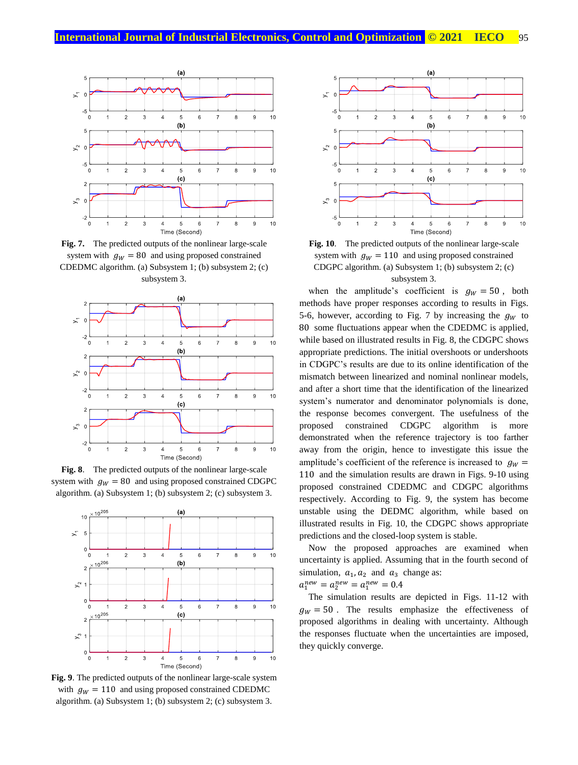**Fig. 7.** The predicted outputs of the nonlinear large-scale system with $g_W = 80$ and using proposed constrained CDEDMC algorithm. (a) Subsystem 1; (b) subsystem 2; (c) subsystem 3.

**Fig. 8.** The predicted outputs of the nonlinear large-scale system with $g_W = 80$ and using proposed constrained CDGPC algorithm. (a) Subsystem 1; (b) subsystem 2; (c) subsystem 3.

**Fig. 9**. The predicted outputs of the nonlinear large-scale system with $g_W = 110$ and using proposed constrained CDEDMC algorithm. (a) Subsystem 1; (b) subsystem 2; (c) subsystem 3.

**Fig. 10.** The predicted outputs of the nonlinear large-scale system with $g_W = 110$ and using proposed constrained CDGPC algorithm. (a) Subsystem 1; (b) subsystem 2; (c) subsystem 3.

when the amplitude's coefficient is $g_W = 50$, both methods have proper responses according to results in Figs. 5-6, however, according to Fig. 7 by increasing the $g_W$ to 80 some fluctuations appear when the CDEDMC is applied, while based on illustrated results in Fig. 8, the CDGPC shows appropriate predictions. The initial overshoots or undershoots in CDGPC's results are due to its online identification of the mismatch between linearized and nominal nonlinear models, and after a short time that the identification of the linearized system's numerator and denominator polynomials is done, the response becomes convergent. The usefulness of the proposed constrained CDGPC algorithm is more demonstrated when the reference trajectory is too farther away from the origin, hence to investigate this issue the amplitude's coefficient of the reference is increased to $g_W = 110$ and the simulation results are drawn in Figs. 9-10 using proposed constrained CDEDMC and CDGPC algorithms respectively. According to Fig. 9, the system has become unstable using the DEDMC algorithm, while based on illustrated results in Fig. 10, the CDGPC shows appropriate predictions and the closed-loop system is stable.

Now the proposed approaches are examined when uncertainty is applied. Assuming that in the fourth second of simulation, $a_1, a_2$ and $a_3$ change as:

$$a_1^{new} = a_2^{new} = a_1^{new} = 0.4$$

The simulation results are depicted in Figs. 11-12 with $g_W = 50$. The results emphasize the effectiveness of proposed algorithms in dealing with uncertainty. Although the responses fluctuate when the uncertainties are imposed, they quickly converge.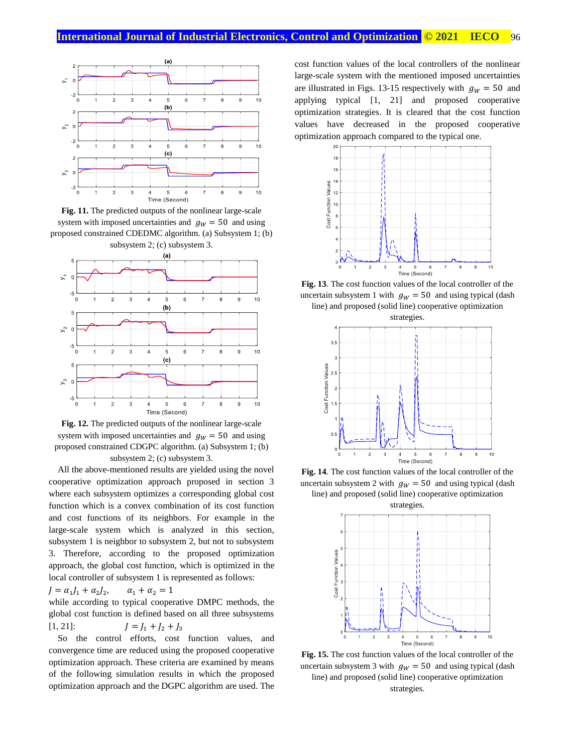**Fig. 11.** The predicted outputs of the nonlinear large-scale system with imposed uncertainties and $g_W = 50$ and using proposed constrained CDEDMC algorithm. (a) Subsystem 1; (b) subsystem 2; (c) subsystem 3.

**Fig. 12.** The predicted outputs of the nonlinear large-scale system with imposed uncertainties and $g_W = 50$ and using proposed constrained CDGPC algorithm. (a) Subsystem 1; (b) subsystem 2; (c) subsystem 3.

All the above-mentioned results are yielded using the novel cooperative optimization approach proposed in section 3 where each subsystem optimizes a corresponding global cost function which is a convex combination of its cost function and cost functions of its neighbors. For example in the large-scale system which is analyzed in this section, subsystem 1 is neighbor to subsystem 2, but not to subsystem 3. Therefore, according to the proposed optimization approach, the global cost function, which is optimized in the local controller of subsystem 1 is represented as follows:

$J = \alpha_1 J_1 + \alpha_2 J_2, \qquad \alpha_1 + \alpha_2 = 1$

while according to typical cooperative DMPC methods, the global cost function is defined based on all three subsystems [1, 21]: $\qquad J = J_1 + J_2 + J_3$

So the control efforts, cost function values, and convergence time are reduced using the proposed cooperative optimization approach. These criteria are examined by means of the following simulation results in which the proposed optimization approach and the DGPC algorithm are used. The cost function values of the local controllers of the nonlinear large-scale system with the mentioned imposed uncertainties are illustrated in Figs. 13-15 respectively with $g_W = 50$ and applying typical [1, 21] and proposed cooperative optimization strategies. It is cleared that the cost function values have decreased in the proposed cooperative optimization approach compared to the typical one.

**Fig. 13**. The cost function values of the local controller of the uncertain subsystem 1 with $g_W = 50$ and using typical (dash line) and proposed (solid line) cooperative optimization strategies.

**Fig. 14**. The cost function values of the local controller of the uncertain subsystem 2 with $g_W = 50$ and using typical (dash line) and proposed (solid line) cooperative optimization strategies.

**Fig. 15.** The cost function values of the local controller of the uncertain subsystem 3 with $g_W = 50$ and using typical (dash line) and proposed (solid line) cooperative optimization strategies.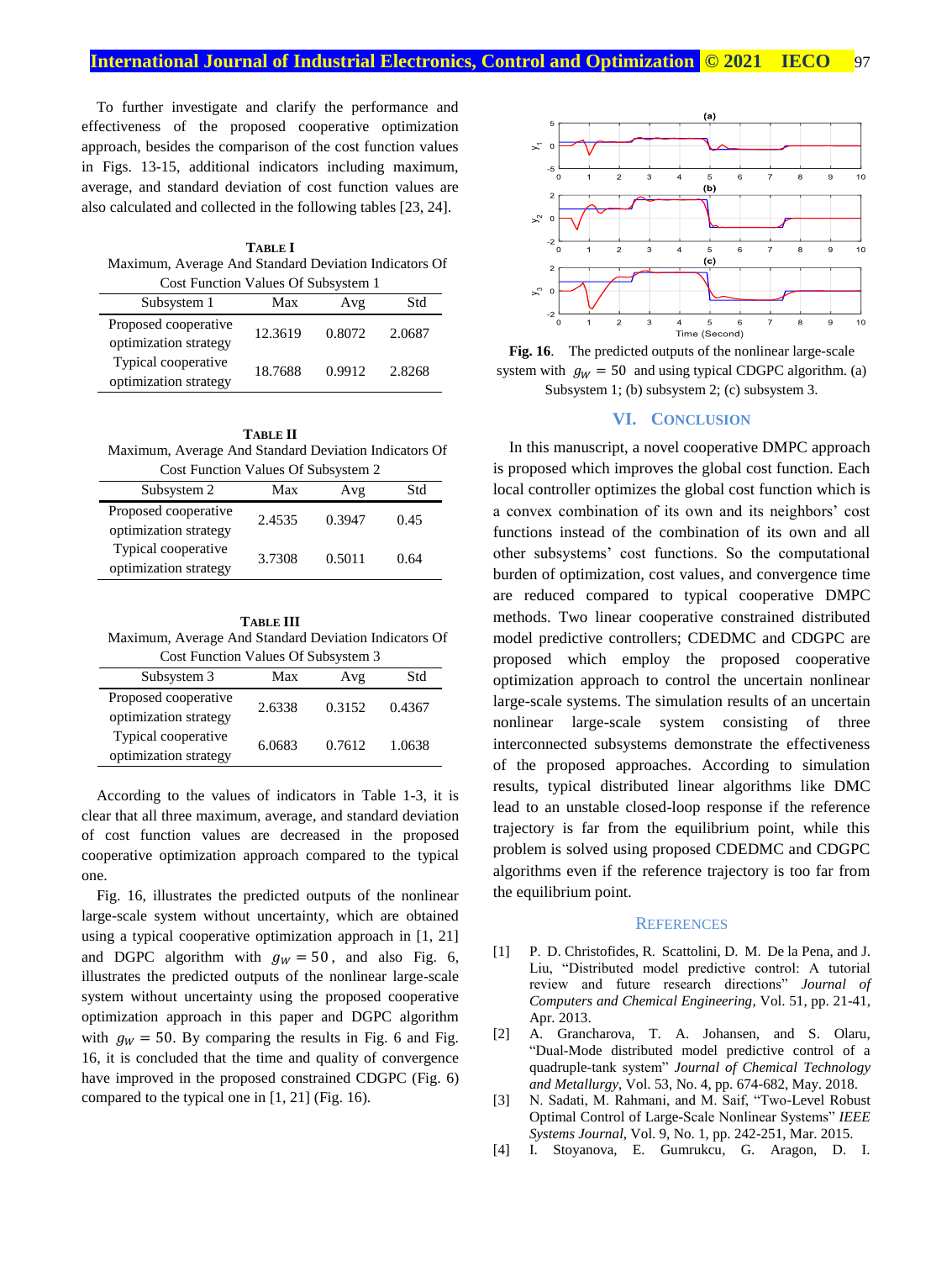To further investigate and clarify the performance and effectiveness of the proposed cooperative optimization approach, besides the comparison of the cost function values in Figs. 13-15, additional indicators including maximum, average, and standard deviation of cost function values are also calculated and collected in the following tables [23, 24].

**TABLE I**
Maximum, Average And Standard Deviation Indicators Of Cost Function Values Of Subsystem 1

| Subsystem 1 | Max | Avg | Std |
|---|---|---|---|
| Proposed cooperative optimization strategy | 12.3619 | 0.8072 | 2.0687 |
| Typical cooperative optimization strategy | 18.7688 | 0.9912 | 2.8268 |

**TABLE II**
Maximum, Average And Standard Deviation Indicators Of Cost Function Values Of Subsystem 2

| Subsystem 2 | Max | Avg | Std |
|---|---|---|---|
| Proposed cooperative optimization strategy | 2.4535 | 0.3947 | 0.45 |
| Typical cooperative optimization strategy | 3.7308 | 0.5011 | 0.64 |

**TABLE III**
Maximum, Average And Standard Deviation Indicators Of Cost Function Values Of Subsystem 3

| Subsystem 3 | Max | Avg | Std |
|---|---|---|---|
| Proposed cooperative optimization strategy | 2.6338 | 0.3152 | 0.4367 |
| Typical cooperative optimization strategy | 6.0683 | 0.7612 | 1.0638 |

According to the values of indicators in Table 1-3, it is clear that all three maximum, average, and standard deviation of cost function values are decreased in the proposed cooperative optimization approach compared to the typical one.

Fig. 16, illustrates the predicted outputs of the nonlinear large-scale system without uncertainty, which are obtained using a typical cooperative optimization approach in [1, 21] and DGPC algorithm with $g_W = 50$, and also Fig. 6, illustrates the predicted outputs of the nonlinear large-scale system without uncertainty using the proposed cooperative optimization approach in this paper and DGPC algorithm with $g_W = 50$. By comparing the results in Fig. 6 and Fig. 16, it is concluded that the time and quality of convergence have improved in the proposed constrained CDGPC (Fig. 6) compared to the typical one in [1, 21] (Fig. 16).

**Fig. 16**. The predicted outputs of the nonlinear large-scale system with $g_W = 50$ and using typical CDGPC algorithm. (a) Subsystem 1; (b) subsystem 2; (c) subsystem 3.

## VI. CONCLUSION

In this manuscript, a novel cooperative DMPC approach is proposed which improves the global cost function. Each local controller optimizes the global cost function which is a convex combination of its own and its neighbors' cost functions instead of the combination of its own and all other subsystems' cost functions. So the computational burden of optimization, cost values, and convergence time are reduced compared to typical cooperative DMPC methods. Two linear cooperative constrained distributed model predictive controllers; CDEDMC and CDGPC are proposed which employ the proposed cooperative optimization approach to control the uncertain nonlinear large-scale systems. The simulation results of an uncertain nonlinear large-scale system consisting of three interconnected subsystems demonstrate the effectiveness of the proposed approaches. According to simulation results, typical distributed linear algorithms like DMC lead to an unstable closed-loop response if the reference trajectory is far from the equilibrium point, while this problem is solved using proposed CDEDMC and CDGPC algorithms even if the reference trajectory is too far from the equilibrium point.

## REFERENCES

[1] P. D. Christofides, R. Scattolini, D. M. De la Pena, and J. Liu, "Distributed model predictive control: A tutorial review and future research directions" *Journal of Computers and Chemical Engineering*, Vol. 51, pp. 21-41, Apr. 2013.

[2] A. Grancharova, T. A. Johansen, and S. Olaru, "Dual-Mode distributed model predictive control of a quadruple-tank system" *Journal of Chemical Technology and Metallurgy*, Vol. 53, No. 4, pp. 674-682, May. 2018.

[3] N. Sadati, M. Rahmani, and M. Saif, "Two-Level Robust Optimal Control of Large-Scale Nonlinear Systems" *IEEE Systems Journal*, Vol. 9, No. 1, pp. 242-251, Mar. 2015.

[4] I. Stoyanova, E. Gumrukcu, G. Aragon, D. I.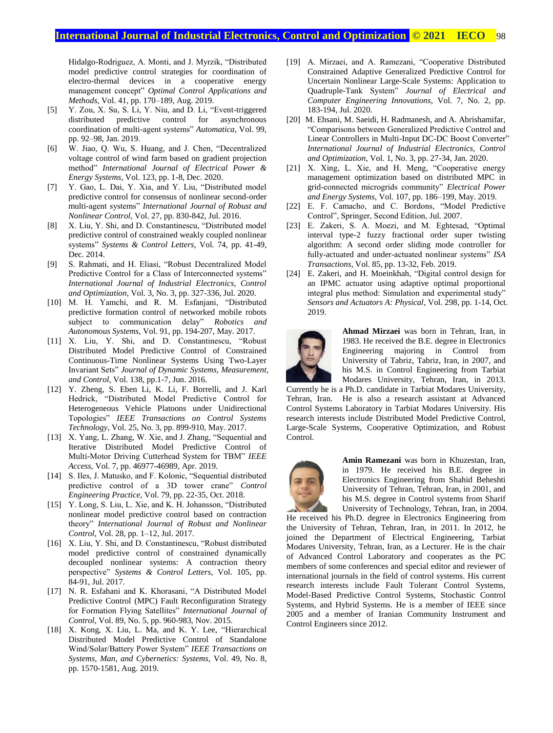Hidalgo-Rodriguez, A. Monti, and J. Myrzik, "Distributed model predictive control strategies for cooperative of electro-thermal devices in a cooperative energy management concept" *Optimal Control Applications and Methods*, Vol. 41, pp. 170–189, Aug. 2019.

[5] Y. Zou, X. Su, S. Li, Y. Niu, and D. Li, "Event-triggered distributed predictive control for asynchronous coordination of multi-agent systems" *Automatica*, Vol. 99, pp. 92–98, Jan. 2019.

[6] W. Jiao, Q. Wu, S. Huang, and J. Chen, "Decentralized voltage control of wind farm based on gradient projection method" *International Journal of Electrical Power & Energy Systems*, Vol. 123, pp. 1-8, Dec. 2020.

[7] Y. Gao, L. Dai, Y. Xia, and Y. Liu, "Distributed model predictive control for consensus of nonlinear second-order multi-agent systems" *International Journal of Robust and Nonlinear Control*, Vol. 27, pp. 830-842, Jul. 2016.

[8] X. Liu, Y. Shi, and D. Constantinescu, "Distributed model predictive control of constrained weakly coupled nonlinear systems" *Systems & Control Letters*, Vol. 74, pp. 41-49, Dec. 2014.

[9] S. Rahmati, and H. Eliasi, "Robust Decentralized Model Predictive Control for a Class of Interconnected systems" *International Journal of Industrial Electronics, Control and Optimization*, Vol. 3, No. 3, pp. 327-336, Jul. 2020.

[10] M. H. Yamchi, and R. M. Esfanjani, "Distributed predictive formation control of networked mobile robots subject to communication delay" *Robotics and Autonomous Systems*, Vol. 91, pp. 194-207, May. 2017.

[11] X. Liu, Y. Shi, and D. Constantinescu, "Robust Distributed Model Predictive Control of Constrained Continuous-Time Nonlinear Systems Using Two-Layer Invariant Sets" *Journal of Dynamic Systems, Measurement, and Control*, Vol. 138, pp.1-7, Jun. 2016.

[12] Y. Zheng, S. Eben Li, K. Li, F. Borrelli, and J. Karl Hedrick, "Distributed Model Predictive Control for Heterogeneous Vehicle Platoons under Unidirectional Topologies" *IEEE Transactions on Control Systems Technology*, Vol. 25, No. 3, pp. 899-910, May. 2017.

[13] X. Yang, L. Zhang, W. Xie, and J. Zhang, "Sequential and Iterative Distributed Model Predictive Control of Multi-Motor Driving Cutterhead System for TBM" *IEEE Access*, Vol. 7, pp. 46977-46989, Apr. 2019.

[14] S. Iles, J. Matusko, and F. Kolonic, "Sequential distributed predictive control of a 3D tower crane" *Control Engineering Practice*, Vol. 79, pp. 22-35, Oct. 2018.

[15] Y. Long, S. Liu, L. Xie, and K. H. Johansson, "Distributed nonlinear model predictive control based on contraction theory" *International Journal of Robust and Nonlinear Control*, Vol. 28, pp. 1–12, Jul. 2017.

[16] X. Liu, Y. Shi, and D. Constantinescu, "Robust distributed model predictive control of constrained dynamically decoupled nonlinear systems: A contraction theory perspective" *Systems & Control Letters*, Vol. 105, pp. 84-91, Jul. 2017.

[17] N. R. Esfahani and K. Khorasani, "A Distributed Model Predictive Control (MPC) Fault Reconfiguration Strategy for Formation Flying Satellites" *International Journal of Control*, Vol. 89, No. 5, pp. 960-983, Nov. 2015.

[18] X. Kong, X. Liu, L. Ma, and K. Y. Lee, "Hierarchical Distributed Model Predictive Control of Standalone Wind/Solar/Battery Power System" *IEEE Transactions on Systems, Man, and Cybernetics: Systems*, Vol. 49, No. 8, pp. 1570-1581, Aug. 2019.

[19] A. Mirzaei, and A. Ramezani, "Cooperative Distributed Constrained Adaptive Generalized Predictive Control for Uncertain Nonlinear Large-Scale Systems: Application to Quadruple-Tank System" *Journal of Electrical and Computer Engineering Innovations*, Vol. 7, No. 2, pp. 183-194, Jul. 2020.

[20] M. Ehsani, M. Saeidi, H. Radmanesh, and A. Abrishamifar, "Comparisons between Generalized Predictive Control and Linear Controllers in Multi-Input DC-DC Boost Converter" *International Journal of Industrial Electronics, Control and Optimization*, Vol. 1, No. 3, pp. 27-34, Jan. 2020.

[21] X. Xing, L. Xie, and H. Meng, "Cooperative energy management optimization based on distributed MPC in grid-connected microgrids community" *Electrical Power and Energy Systems*, Vol. 107, pp. 186–199, May. 2019.

[22] E. F. Camacho, and C. Bordons, "Model Predictive Control", Springer, Second Edition, Jul. 2007.

[23] E. Zakeri, S. A. Moezi, and M. Eghtesad, "Optimal interval type-2 fuzzy fractional order super twisting algorithm: A second order sliding mode controller for fully-actuated and under-actuated nonlinear systems" *ISA Transactions*, Vol. 85, pp. 13-32, Feb. 2019.

[24] E. Zakeri, and H. Moeinkhah, "Digital control design for an IPMC actuator using adaptive optimal proportional integral plus method: Simulation and experimental study" *Sensors and Actuators A: Physical*, Vol. 298, pp. 1-14, Oct. 2019.

**Ahmad Mirzaei** was born in Tehran, Iran, in 1983. He received the B.E. degree in Electronics Engineering majoring in Control from University of Tabriz, Tabriz, Iran, in 2007, and his M.S. in Control Engineering from Tarbiat Modares University, Tehran, Iran, in 2013. Currently he is a Ph.D. candidate in Tarbiat Modares University, Tehran, Iran. He is also a research assistant at Advanced Control Systems Laboratory in Tarbiat Modares University. His research interests include Distributed Model Predictive Control, Large-Scale Systems, Cooperative Optimization, and Robust Control.

**Amin Ramezani** was born in Khuzestan, Iran, in 1979. He received his B.E. degree in Electronics Engineering from Shahid Beheshti University of Tehran, Tehran, Iran, in 2001, and his M.S. degree in Control systems from Sharif University of Technology, Tehran, Iran, in 2004. He received his Ph.D. degree in Electronics Engineering from the University of Tehran, Tehran, Iran, in 2011. In 2012, he joined the Department of Electrical Engineering, Tarbiat Modares University, Tehran, Iran, as a Lecturer. He is the chair of Advanced Control Laboratory and cooperates as the PC members of some conferences and special editor and reviewer of international journals in the field of control systems. His current research interests include Fault Tolerant Control Systems, Model-Based Predictive Control Systems, Stochastic Control Systems, and Hybrid Systems. He is a member of IEEE since 2005 and a member of Iranian Community Instrument and Control Engineers since 2012.